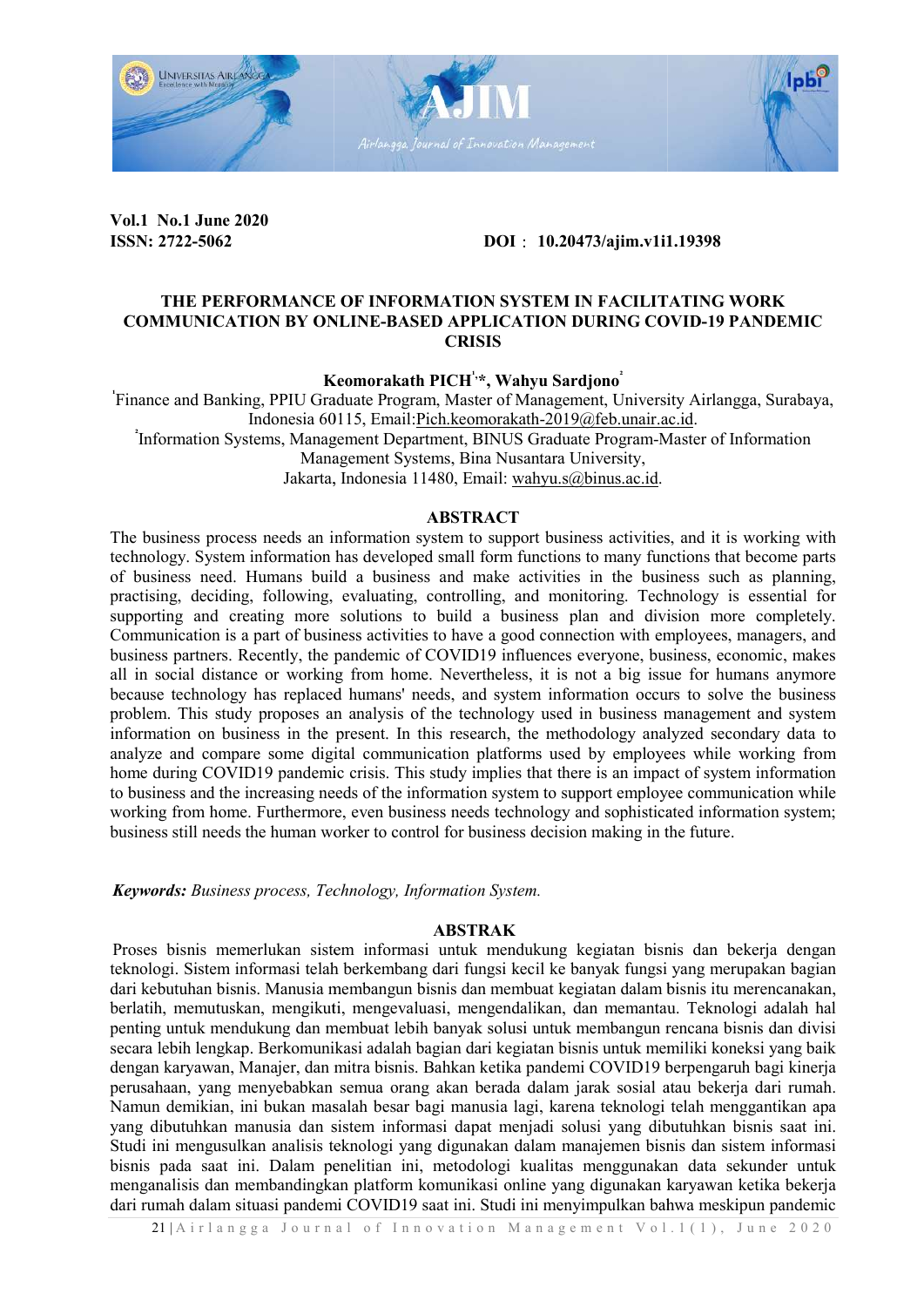Vol.1 No.1 June 2020
ISSN: 2722-5062 DOI : 10.20473/ajim.v1i1.19398

# THE PERFORMANCE OF INFORMATION SYSTEM IN FACILITATING WORK COMMUNICATION BY ONLINE-BASED APPLICATION DURING COVID-19 PANDEMIC CRISIS

**Keomorakath PICH[1,*], Wahyu Sardjono[2]**

[1]Finance and Banking, PPIU Graduate Program, Master of Management, University Airlangga, Surabaya, Indonesia 60115, Email:Pich.keomorakath-2019@feb.unair.ac.id.

[2]Information Systems, Management Department, BINUS Graduate Program-Master of Information Management Systems, Bina Nusantara University, Jakarta, Indonesia 11480, Email: wahyu.s@binus.ac.id.

## ABSTRACT

The business process needs an information system to support business activities, and it is working with technology. System information has developed small form functions to many functions that become parts of business need. Humans build a business and make activities in the business such as planning, practising, deciding, following, evaluating, controlling, and monitoring. Technology is essential for supporting and creating more solutions to build a business plan and division more completely. Communication is a part of business activities to have a good connection with employees, managers, and business partners. Recently, the pandemic of COVID19 influences everyone, business, economic, makes all in social distance or working from home. Nevertheless, it is not a big issue for humans anymore because technology has replaced humans' needs, and system information occurs to solve the business problem. This study proposes an analysis of the technology used in business management and system information on business in the present. In this research, the methodology analyzed secondary data to analyze and compare some digital communication platforms used by employees while working from home during COVID19 pandemic crisis. This study implies that there is an impact of system information to business and the increasing needs of the information system to support employee communication while working from home. Furthermore, even business needs technology and sophisticated information system; business still needs the human worker to control for business decision making in the future.

***Keywords:*** *Business process, Technology, Information System.*

## ABSTRAK

Proses bisnis memerlukan sistem informasi untuk mendukung kegiatan bisnis dan bekerja dengan teknologi. Sistem informasi telah berkembang dari fungsi kecil ke banyak fungsi yang merupakan bagian dari kebutuhan bisnis. Manusia membangun bisnis dan membuat kegiatan dalam bisnis itu merencanakan, berlatih, memutuskan, mengikuti, mengevaluasi, mengendalikan, dan memantau. Teknologi adalah hal penting untuk mendukung dan membuat lebih banyak solusi untuk membangun rencana bisnis dan divisi secara lebih lengkap. Berkomunikasi adalah bagian dari kegiatan bisnis untuk memiliki koneksi yang baik dengan karyawan, Manajer, dan mitra bisnis. Bahkan ketika pandemi COVID19 berpengaruh bagi kinerja perusahaan, yang menyebabkan semua orang akan berada dalam jarak sosial atau bekerja dari rumah. Namun demikian, ini bukan masalah besar bagi manusia lagi, karena teknologi telah menggantikan apa yang dibutuhkan manusia dan sistem informasi dapat menjadi solusi yang dibutuhkan bisnis saat ini. Studi ini mengusulkan analisis teknologi yang digunakan dalam manajemen bisnis dan sistem informasi bisnis pada saat ini. Dalam penelitian ini, metodologi kualitas menggunakan data sekunder untuk menganalisis dan membandingkan platform komunikasi online yang digunakan karyawan ketika bekerja dari rumah dalam situasi pandemi COVID19 saat ini. Studi ini menyimpulkan bahwa meskipun pandemic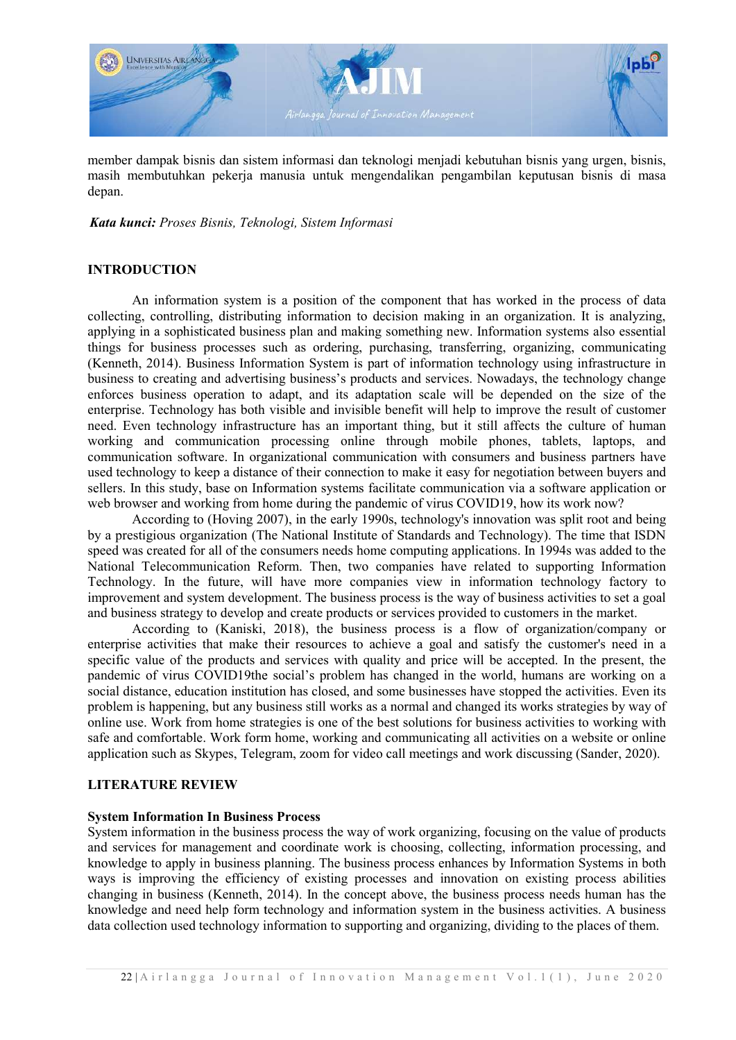member dampak bisnis dan sistem informasi dan teknologi menjadi kebutuhan bisnis yang urgen, bisnis, masih membutuhkan pekerja manusia untuk mengendalikan pengambilan keputusan bisnis di masa depan.

***Kata kunci:*** *Proses Bisnis, Teknologi, Sistem Informasi*

## INTRODUCTION

An information system is a position of the component that has worked in the process of data collecting, controlling, distributing information to decision making in an organization. It is analyzing, applying in a sophisticated business plan and making something new. Information systems also essential things for business processes such as ordering, purchasing, transferring, organizing, communicating (Kenneth, 2014). Business Information System is part of information technology using infrastructure in business to creating and advertising business's products and services. Nowadays, the technology change enforces business operation to adapt, and its adaptation scale will be depended on the size of the enterprise. Technology has both visible and invisible benefit will help to improve the result of customer need. Even technology infrastructure has an important thing, but it still affects the culture of human working and communication processing online through mobile phones, tablets, laptops, and communication software. In organizational communication with consumers and business partners have used technology to keep a distance of their connection to make it easy for negotiation between buyers and sellers. In this study, base on Information systems facilitate communication via a software application or web browser and working from home during the pandemic of virus COVID19, how its work now?

According to (Hoving 2007), in the early 1990s, technology's innovation was split root and being by a prestigious organization (The National Institute of Standards and Technology). The time that ISDN speed was created for all of the consumers needs home computing applications. In 1994s was added to the National Telecommunication Reform. Then, two companies have related to supporting Information Technology. In the future, will have more companies view in information technology factory to improvement and system development. The business process is the way of business activities to set a goal and business strategy to develop and create products or services provided to customers in the market.

According to (Kaniski, 2018), the business process is a flow of organization/company or enterprise activities that make their resources to achieve a goal and satisfy the customer's need in a specific value of the products and services with quality and price will be accepted. In the present, the pandemic of virus COVID19the social's problem has changed in the world, humans are working on a social distance, education institution has closed, and some businesses have stopped the activities. Even its problem is happening, but any business still works as a normal and changed its works strategies by way of online use. Work from home strategies is one of the best solutions for business activities to working with safe and comfortable. Work form home, working and communicating all activities on a website or online application such as Skypes, Telegram, zoom for video call meetings and work discussing (Sander, 2020).

## LITERATURE REVIEW

### System Information In Business Process

System information in the business process the way of work organizing, focusing on the value of products and services for management and coordinate work is choosing, collecting, information processing, and knowledge to apply in business planning. The business process enhances by Information Systems in both ways is improving the efficiency of existing processes and innovation on existing process abilities changing in business (Kenneth, 2014). In the concept above, the business process human has the knowledge and need help form technology and information system in the business activities. A business data collection used technology information to supporting and organizing, dividing to the places of them.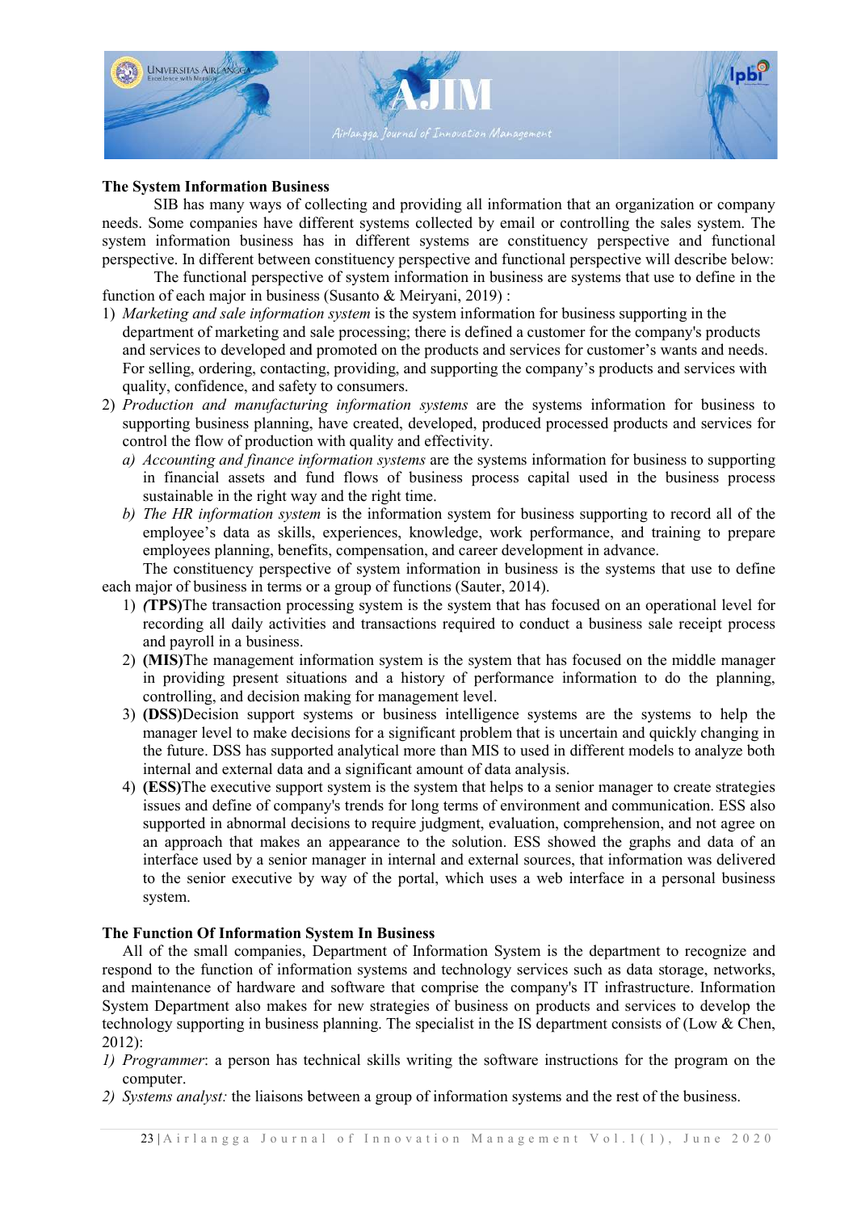**The System Information Business**

SIB has many ways of collecting and providing all information that an organization or company needs. Some companies have different systems collected by email or controlling the sales system. The system information business has in different systems are constituency perspective and functional perspective. In different between constituency perspective and functional perspective will describe below:

The functional perspective of system information in business are systems that use to define in the function of each major in business (Susanto & Meiryani, 2019) :

1) *Marketing and sale information system* is the system information for business supporting in the department of marketing and sale processing; there is defined a customer for the company's products and services to developed and promoted on the products and services for customer's wants and needs. For selling, ordering, contacting, providing, and supporting the company's products and services with quality, confidence, and safety to consumers.
2) *Production and manufacturing information systems* are the systems information for business to supporting business planning, have created, developed, produced processed products and services for control the flow of production with quality and effectivity.
   a) *Accounting and finance information systems* are the systems information for business to supporting in financial assets and fund flows of business process capital used in the business process sustainable in the right way and the right time.
   b) *The HR information system* is the information system for business supporting to record all of the employee's data as skills, experiences, knowledge, work performance, and training to prepare employees planning, benefits, compensation, and career development in advance.

The constituency perspective of system information in business is the systems that use to define each major of business in terms or a group of functions (Sauter, 2014).

1) ***(TPS)***The transaction processing system is the system that has focused on an operational level for recording all daily activities and transactions required to conduct a business sale receipt process and payroll in a business.
2) **(MIS)**The management information system is the system that has focused on the middle manager in providing present situations and a history of performance information to do the planning, controlling, and decision making for management level.
3) **(DSS)**Decision support systems or business intelligence systems are the systems to help the manager level to make decisions for a significant problem that is uncertain and quickly changing in the future. DSS has supported analytical more than MIS to used in different models to analyze both internal and external data and a significant amount of data analysis.
4) **(ESS)**The executive support system is the system that helps to a senior manager to create strategies issues and define of company's trends for long terms of environment and communication. ESS also supported in abnormal decisions to require judgment, evaluation, comprehension, and not agree on an approach that makes an appearance to the solution. ESS showed the graphs and data of an interface used by a senior manager in internal and external sources, that information was delivered to the senior executive by way of the portal, which uses a web interface in a personal business system.

**The Function Of Information System In Business**

All of the small companies, Department of Information System is the department to recognize and respond to the function of information systems and technology services such as data storage, networks, and maintenance of hardware and software that comprise the company's IT infrastructure. Information System Department also makes for new strategies of business on products and services to develop the technology supporting in business planning. The specialist in the IS department consists of (Low & Chen, 2012):

1) *Programmer*: a person has technical skills writing the software instructions for the program on the computer.
2) *Systems analyst:* the liaisons between a group of information systems and the rest of the business.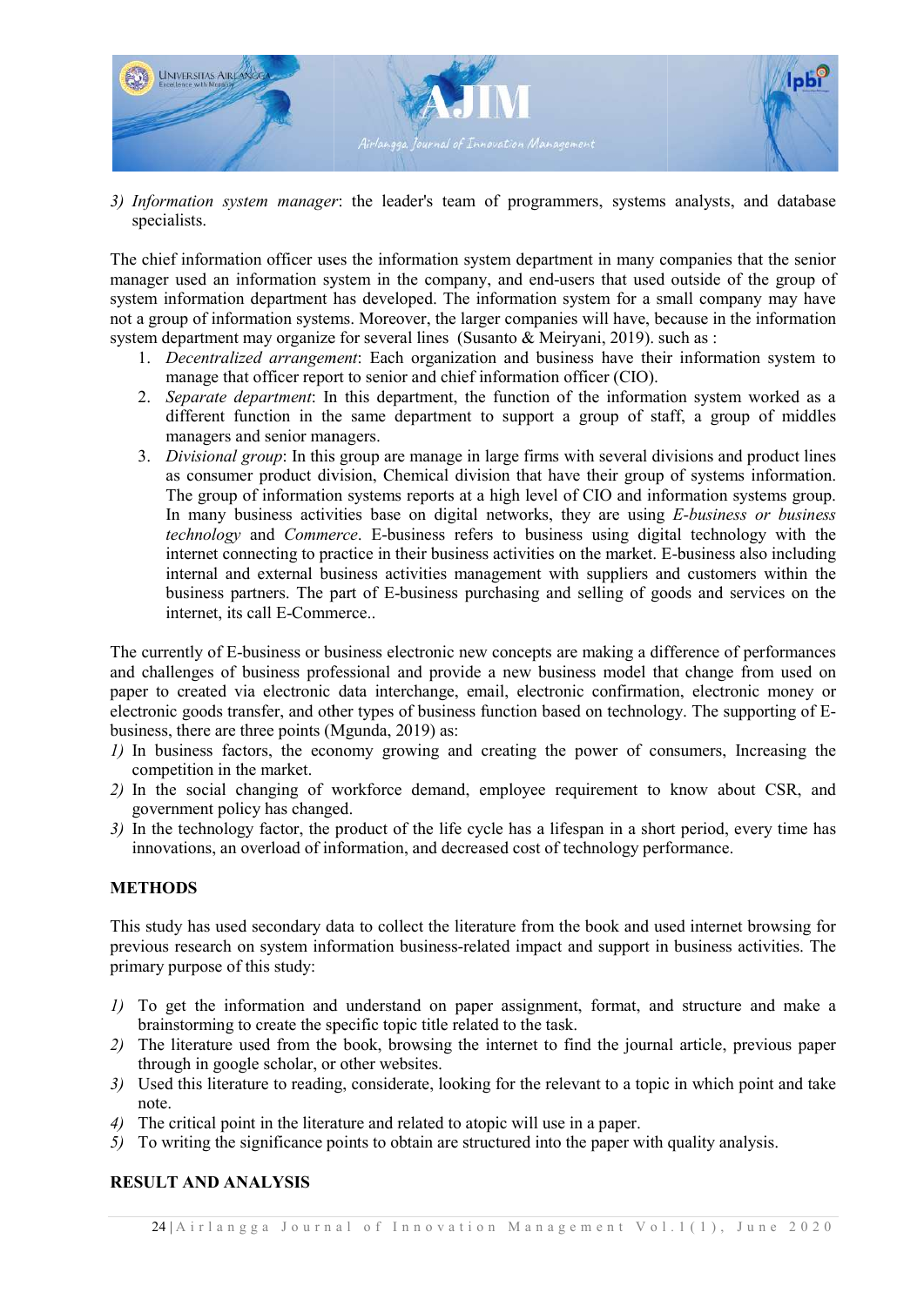3) *Information system manager*: the leader's team of programmers, systems analysts, and database specialists.

The chief information officer uses the information system department in many companies that the senior manager used an information system in the company, and end-users that used outside of the group of system information department has developed. The information system for a small company may have not a group of information systems. Moreover, the larger companies will have, because in the information system department may organize for several lines (Susanto & Meiryani, 2019). such as :

1. *Decentralized arrangement*: Each organization and business have their information system to manage that officer report to senior and chief information officer (CIO).
2. *Separate department*: In this department, the function of the information system worked as a different function in the same department to support a group of staff, a group of middles managers and senior managers.
3. *Divisional group*: In this group are manage in large firms with several divisions and product lines as consumer product division, Chemical division that have their group of systems information. The group of information systems reports at a high level of CIO and information systems group. In many business activities base on digital networks, they are using *E-business or business technology* and *Commerce*. E-business refers to business using digital technology with the internet connecting to practice in their business activities on the market. E-business also including internal and external business activities management with suppliers and customers within the business partners. The part of E-business purchasing and selling of goods and services on the internet, its call E-Commerce..

The currently of E-business or business electronic new concepts are making a difference of performances and challenges of business professional and provide a new business model that change from used on paper to created via electronic data interchange, email, electronic confirmation, electronic money or electronic goods transfer, and other types of business function based on technology. The supporting of E-business, there are three points (Mgunda, 2019) as:

1) In business factors, the economy growing and creating the power of consumers, Increasing the competition in the market.
2) In the social changing of workforce demand, employee requirement to know about CSR, and government policy has changed.
3) In the technology factor, the product of the life cycle has a lifespan in a short period, every time has innovations, an overload of information, and decreased cost of technology performance.

## METHODS

This study has used secondary data to collect the literature from the book and used internet browsing for previous research on system information business-related impact and support in business activities. The primary purpose of this study:

1) To get the information and understand on paper assignment, format, and structure and make a brainstorming to create the specific topic title related to the task.
2) The literature used from the book, browsing the internet to find the journal article, previous paper through in google scholar, or other websites.
3) Used this literature to reading, considerate, looking for the relevant to a topic in which point and take note.
4) The critical point in the literature and related to atopic will use in a paper.
5) To writing the significance points to obtain are structured into the paper with quality analysis.

## RESULT AND ANALYSIS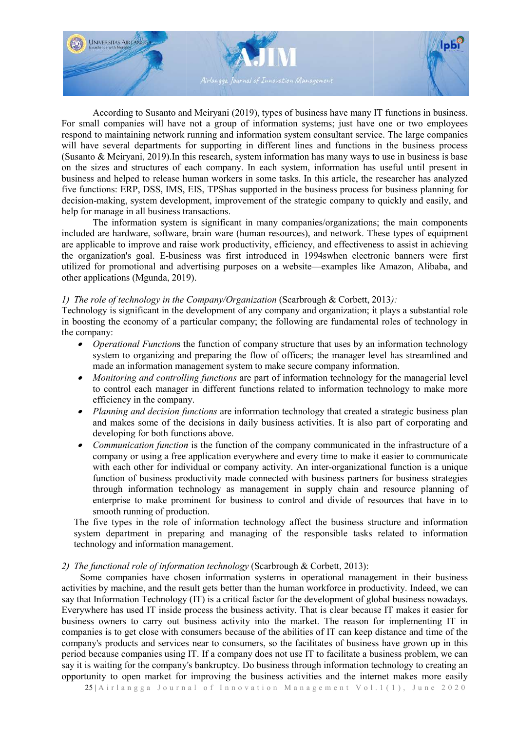According to Susanto and Meiryani (2019), types of business have many IT functions in business. For small companies will have not a group of information systems; just have one or two employees respond to maintaining network running and information system consultant service. The large companies will have several departments for supporting in different lines and functions in the business process (Susanto & Meiryani, 2019).In this research, system information has many ways to use in business is base on the sizes and structures of each company. In each system, information has useful until present in business and helped to release human workers in some tasks. In this article, the researcher has analyzed five functions: ERP, DSS, IMS, EIS, TPShas supported in the business process for business planning for decision-making, system development, improvement of the strategic company to quickly and easily, and help for manage in all business transactions.

The information system is significant in many companies/organizations; the main components included are hardware, software, brain ware (human resources), and network. These types of equipment are applicable to improve and raise work productivity, efficiency, and effectiveness to assist in achieving the organization's goal. E-business was first introduced in 1994swhen electronic banners were first utilized for promotional and advertising purposes on a website—examples like Amazon, Alibaba, and other applications (Mgunda, 2019).

*1) The role of technology in the Company/Organization* (Scarbrough & Corbett, 2013)*:*

Technology is significant in the development of any company and organization; it plays a substantial role in boosting the economy of a particular company; the following are fundamental roles of technology in the company:

- *Operational Function*s the function of company structure that uses by an information technology system to organizing and preparing the flow of officers; the manager level has streamlined and made an information management system to make secure company information.
- *Monitoring and controlling functions* are part of information technology for the managerial level to control each manager in different functions related to information technology to make more efficiency in the company.
- *Planning and decision functions* are information technology that created a strategic business plan and makes some of the decisions in daily business activities. It is also part of corporating and developing for both functions above.
- *Communication function* is the function of the company communicated in the infrastructure of a company or using a free application everywhere and every time to make it easier to communicate with each other for individual or company activity. An inter-organizational function is a unique function of business productivity made connected with business partners for business strategies through information technology as management in supply chain and resource planning of enterprise to make prominent for business to control and divide of resources that have in to smooth running of production.

The five types in the role of information technology affect the business structure and information system department in preparing and managing of the responsible tasks related to information technology and information management.

*2) The functional role of information technology* (Scarbrough & Corbett, 2013):

Some companies have chosen information systems in operational management in their business activities by machine, and the result gets better than the human workforce in productivity. Indeed, we can say that Information Technology (IT) is a critical factor for the development of global business nowadays. Everywhere has used IT inside process the business activity. That is clear because IT makes it easier for business owners to carry out business activity into the market. The reason for implementing IT in companies is to get close with consumers because of the abilities of IT can keep distance and time of the company's products and services near to consumers, so the facilitates of business have grown up in this period because companies using IT. If a company does not use IT to facilitate a business problem, we can say it is waiting for the company's bankruptcy. Do business through information technology to creating an opportunity to open market for improving the business activities and the internet makes more easily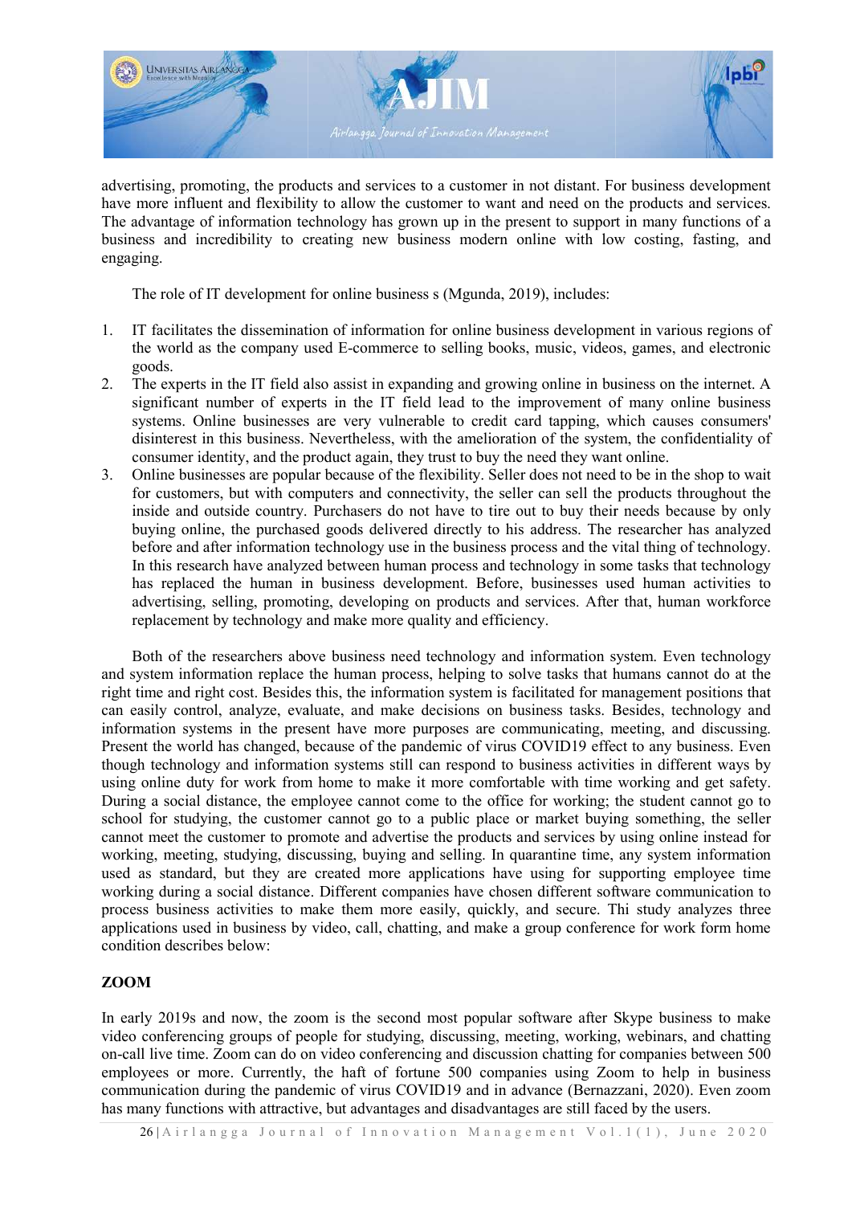advertising, promoting, the products and services to a customer in not distant. For business development have more influent and flexibility to allow the customer to want and need on the products and services. The advantage of information technology has grown up in the present to support in many functions of a business and incredibility to creating new business modern online with low costing, fasting, and engaging.

The role of IT development for online business s (Mgunda, 2019), includes:

1. IT facilitates the dissemination of information for online business development in various regions of the world as the company used E-commerce to selling books, music, videos, games, and electronic goods.
2. The experts in the IT field also assist in expanding and growing online in business on the internet. A significant number of experts in the IT field lead to the improvement of many online business systems. Online businesses are very vulnerable to credit card tapping, which causes consumers' disinterest in this business. Nevertheless, with the amelioration of the system, the confidentiality of consumer identity, and the product again, they trust to buy the need they want online.
3. Online businesses are popular because of the flexibility. Seller does not need to be in the shop to wait for customers, but with computers and connectivity, the seller can sell the products throughout the inside and outside country. Purchasers do not have to tire out to buy their needs because by only buying online, the purchased goods delivered directly to his address. The researcher has analyzed before and after information technology use in the business process and the vital thing of technology. In this research have analyzed between human process and technology in some tasks that technology has replaced the human in business development. Before, businesses used human activities to advertising, selling, promoting, developing on products and services. After that, human workforce replacement by technology and make more quality and efficiency.

Both of the researchers above business need technology and information system. Even technology and system information replace the human process, helping to solve tasks that humans cannot do at the right time and right cost. Besides this, the information system is facilitated for management positions that can easily control, analyze, evaluate, and make decisions on business tasks. Besides, technology and information systems in the present have more purposes are communicating, meeting, and discussing. Present the world has changed, because of the pandemic of virus COVID19 effect to any business. Even though technology and information systems still can respond to business activities in different ways by using online duty for work from home to make it more comfortable with time working and get safety. During a social distance, the employee cannot come to the office for working; the student cannot go to school for studying, the customer cannot go to a public place or market buying something, the seller cannot meet the customer to promote and advertise the products and services by using online instead for working, meeting, studying, discussing, buying and selling. In quarantine time, any system information used as standard, but they are created more applications have using for supporting employee time working during a social distance. Different companies have chosen different software communication to process business activities to make them more easily, quickly, and secure. Thi study analyzes three applications used in business by video, call, chatting, and make a group conference for work form home condition describes below:

## ZOOM

In early 2019s and now, the zoom is the second most popular software after Skype business to make video conferencing groups of people for studying, discussing, meeting, working, webinars, and chatting on-call live time. Zoom can do on video conferencing and discussion chatting for companies between 500 employees or more. Currently, the haft of fortune 500 companies using Zoom to help in business communication during the pandemic of virus COVID19 and in advance (Bernazzani, 2020). Even zoom has many functions with attractive, but advantages and disadvantages are still faced by the users.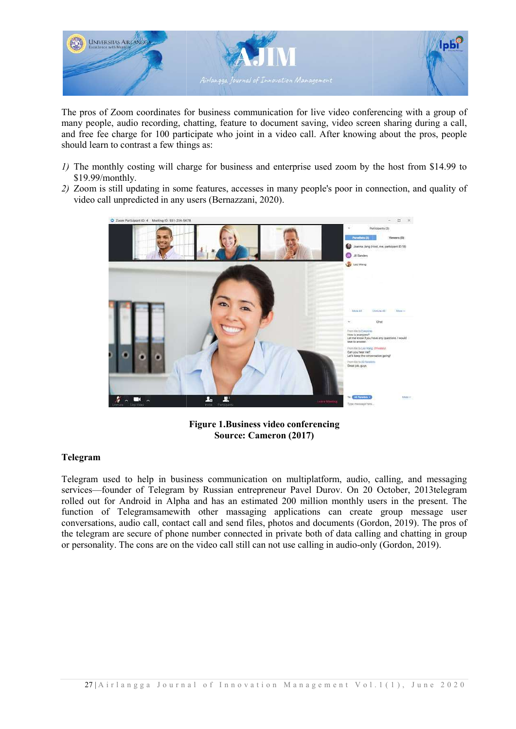The pros of Zoom coordinates for business communication for live video conferencing with a group of many people, audio recording, chatting, feature to document saving, video screen sharing during a call, and free fee charge for 100 participate who joint in a video call. After knowing about the pros, people should learn to contrast a few things as:

1) The monthly costing will charge for business and enterprise used zoom by the host from $14.99 to $19.99/monthly.
2) Zoom is still updating in some features, accesses in many people's poor in connection, and quality of video call unpredicted in any users (Bernazzani, 2020).

**Figure 1.Business video conferencing**
**Source: Cameron (2017)**

**Telegram**

Telegram used to help in business communication on multiplatform, audio, calling, and messaging services—founder of Telegram by Russian entrepreneur Pavel Durov. On 20 October, 2013telegram rolled out for Android in Alpha and has an estimated 200 million monthly users in the present. The function of Telegramsamewith other massaging applications can create group message user conversations, audio call, contact call and send files, photos and documents (Gordon, 2019). The pros of the telegram are secure of phone number connected in private both of data calling and chatting in group or personality. The cons are on the video call still can not use calling in audio-only (Gordon, 2019).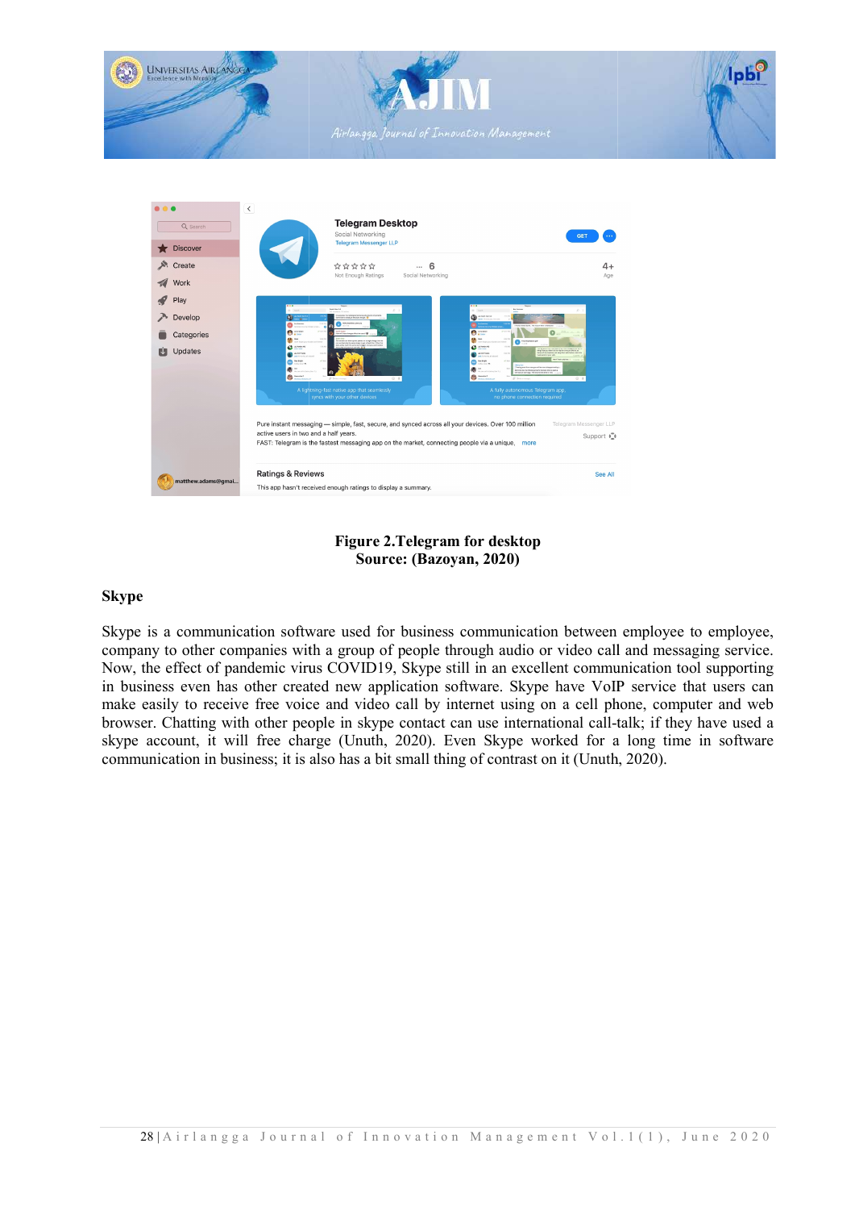**Figure 2.Telegram for desktop**
**Source: (Bazoyan, 2020)**

### Skype

Skype is a communication software used for business communication between employee to employee, company to other companies with a group of people through audio or video call and messaging service. Now, the effect of pandemic virus COVID19, Skype still in an excellent communication tool supporting in business even has other created new application software. Skype have VoIP service that users can make easily to receive free voice and video call by internet using on a cell phone, computer and web browser. Chatting with other people in skype contact can use international call-talk; if they have used a skype account, it will free charge (Unuth, 2020). Even Skype worked for a long time in software communication in business; it is also has a bit small thing of contrast on it (Unuth, 2020).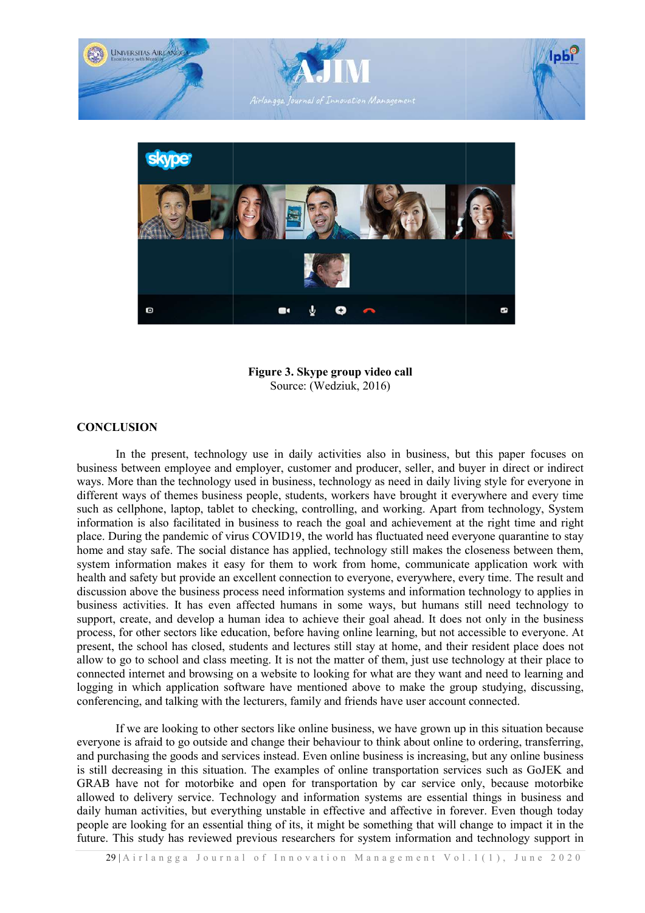**Figure 3. Skype group video call**
Source: (Wedziuk, 2016)

## CONCLUSION

In the present, technology use in daily activities also in business, but this paper focuses on business between employee and employer, customer and producer, seller, and buyer in direct or indirect ways. More than the technology used in business, technology as need in daily living style for everyone in different ways of themes business people, students, workers have brought it everywhere and every time such as cellphone, laptop, tablet to checking, controlling, and working. Apart from technology, System information is also facilitated in business to reach the goal and achievement at the right time and right place. During the pandemic of virus COVID19, the world has fluctuated need everyone quarantine to stay home and stay safe. The social distance has applied, technology still makes the closeness between them, system information makes it easy for them to work from home, communicate application work with health and safety but provide an excellent connection to everyone, everywhere, every time. The result and discussion above the business process need information systems and information technology to applies in business activities. It has even affected humans in some ways, but humans still need technology to support, create, and develop a human idea to achieve their goal ahead. It does not only in the business process, for other sectors like education, before having online learning, but not accessible to everyone. At present, the school has closed, students and lectures still stay at home, and their resident place does not allow to go to school and class meeting. It is not the matter of them, just use technology at their place to connected internet and browsing on a website to looking for what are they want and need to learning and logging in which application software have mentioned above to make the group studying, discussing, conferencing, and talking with the lecturers, family and friends have user account connected.

If we are looking to other sectors like online business, we have grown up in this situation because everyone is afraid to go outside and change their behaviour to think about online to ordering, transferring, and purchasing the goods and services instead. Even online business is increasing, but any online business is still decreasing in this situation. The examples of online transportation services such as GoJEK and GRAB have not for motorbike and open for transportation by car service only, because motorbike allowed to delivery service. Technology and information systems are essential things in business and daily human activities, but everything unstable in effective and affective in forever. Even though today people are looking for an essential thing of its, it might be something that will change to impact it in the future. This study has reviewed previous researchers for system information and technology support in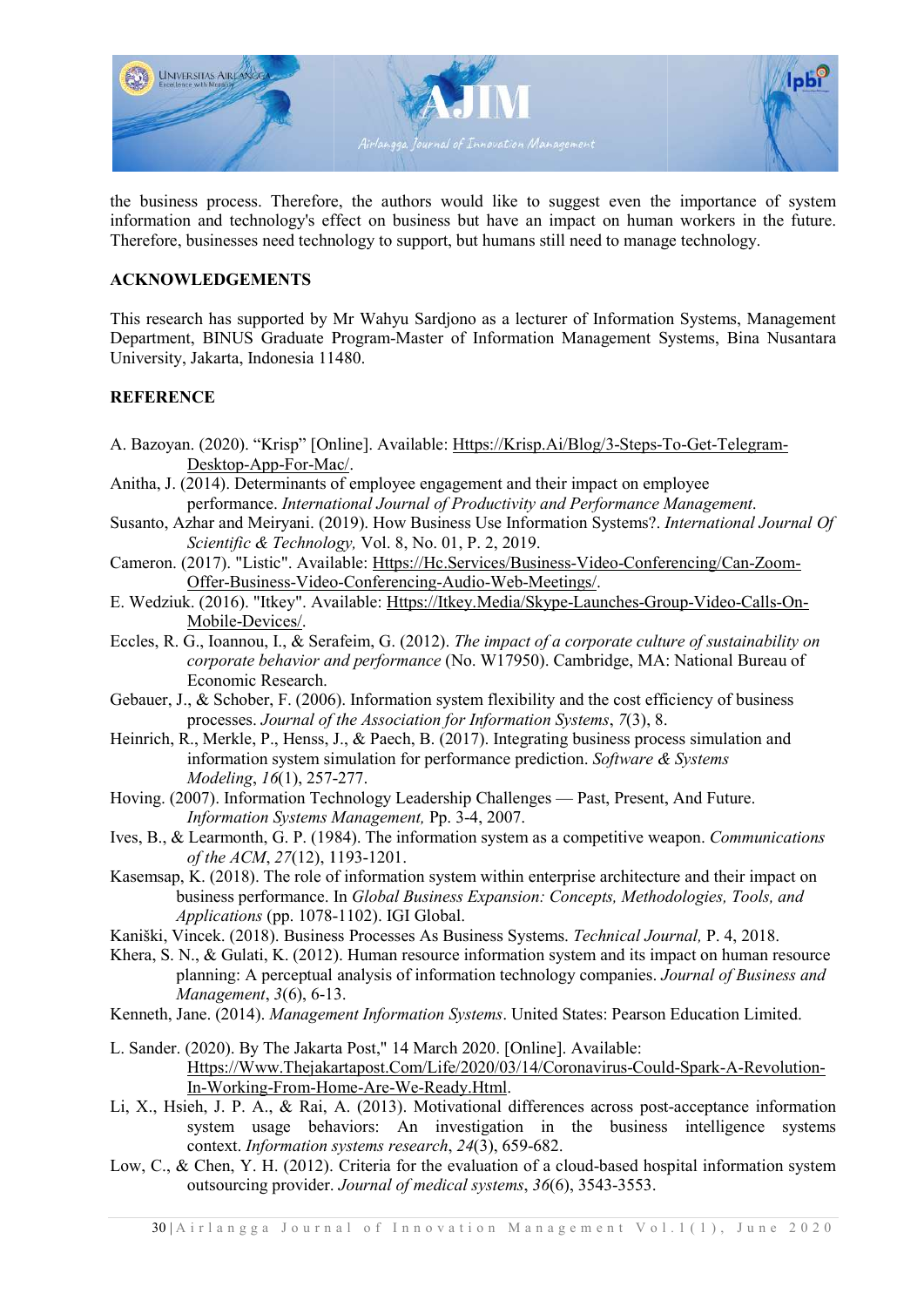the business process. Therefore, the authors would like to suggest even the importance of system information and technology's effect on business but have an impact on human workers in the future. Therefore, businesses need technology to support, but humans still need to manage technology.

## ACKNOWLEDGEMENTS

This research has supported by Mr Wahyu Sardjono as a lecturer of Information Systems, Management Department, BINUS Graduate Program-Master of Information Management Systems, Bina Nusantara University, Jakarta, Indonesia 11480.

## REFERENCE

A. Bazoyan. (2020). "Krisp" [Online]. Available: Https://Krisp.Ai/Blog/3-Steps-To-Get-Telegram-Desktop-App-For-Mac/.

Anitha, J. (2014). Determinants of employee engagement and their impact on employee performance. *International Journal of Productivity and Performance Management*.

Susanto, Azhar and Meiryani. (2019). How Business Use Information Systems?. *International Journal Of Scientific & Technology,* Vol. 8, No. 01, P. 2, 2019.

Cameron. (2017). "Listic". Available: Https://Hc.Services/Business-Video-Conferencing/Can-Zoom-Offer-Business-Video-Conferencing-Audio-Web-Meetings/.

E. Wedziuk. (2016). "Itkey". Available: Https://Itkey.Media/Skype-Launches-Group-Video-Calls-On-Mobile-Devices/.

Eccles, R. G., Ioannou, I., & Serafeim, G. (2012). *The impact of a corporate culture of sustainability on corporate behavior and performance* (No. W17950). Cambridge, MA: National Bureau of Economic Research.

Gebauer, J., & Schober, F. (2006). Information system flexibility and the cost efficiency of business processes. *Journal of the Association for Information Systems*, *7*(3), 8.

Heinrich, R., Merkle, P., Henss, J., & Paech, B. (2017). Integrating business process simulation and information system simulation for performance prediction. *Software & Systems Modeling*, *16*(1), 257-277.

Hoving. (2007). Information Technology Leadership Challenges — Past, Present, And Future. *Information Systems Management,* Pp. 3-4, 2007.

Ives, B., & Learmonth, G. P. (1984). The information system as a competitive weapon. *Communications of the ACM*, *27*(12), 1193-1201.

Kasemsap, K. (2018). The role of information system within enterprise architecture and their impact on business performance. In *Global Business Expansion: Concepts, Methodologies, Tools, and Applications* (pp. 1078-1102). IGI Global.

Kaniški, Vincek. (2018). Business Processes As Business Systems. *Technical Journal,* P. 4, 2018.

Khera, S. N., & Gulati, K. (2012). Human resource information system and its impact on human resource planning: A perceptual analysis of information technology companies. *Journal of Business and Management*, *3*(6), 6-13.

Kenneth, Jane. (2014). *Management Information Systems*. United States: Pearson Education Limited.

L. Sander. (2020). By The Jakarta Post," 14 March 2020. [Online]. Available: Https://Www.Thejakartapost.Com/Life/2020/03/14/Coronavirus-Could-Spark-A-Revolution-In-Working-From-Home-Are-We-Ready.Html.

Li, X., Hsieh, J. P. A., & Rai, A. (2013). Motivational differences across post-acceptance information system usage behaviors: An investigation in the business intelligence systems context. *Information systems research*, *24*(3), 659-682.

Low, C., & Chen, Y. H. (2012). Criteria for the evaluation of a cloud-based hospital information system outsourcing provider. *Journal of medical systems*, *36*(6), 3543-3553.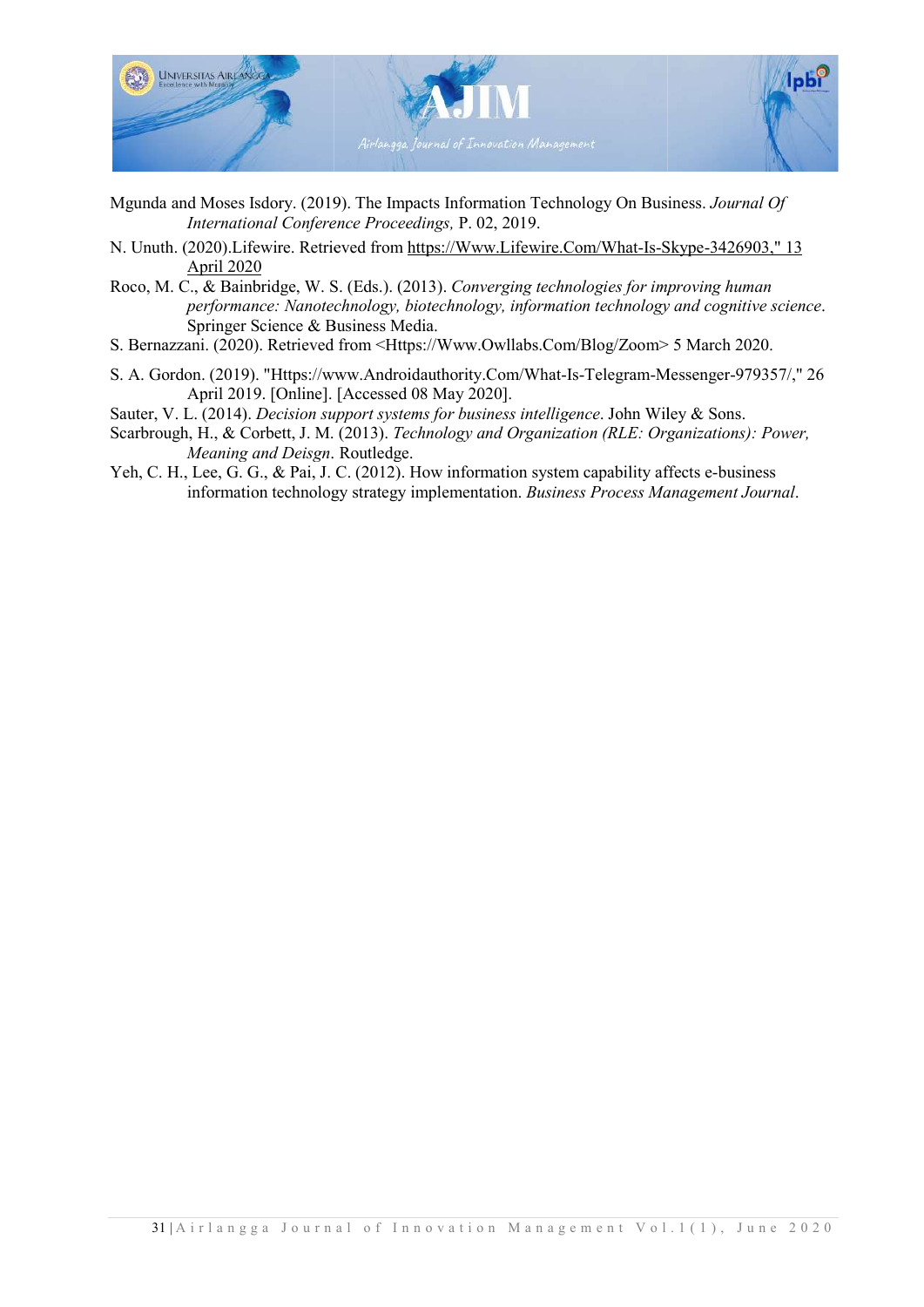Mgunda and Moses Isdory. (2019). The Impacts Information Technology On Business. *Journal Of International Conference Proceedings,* P. 02, 2019.

N. Unuth. (2020).Lifewire. Retrieved from https://Www.Lifewire.Com/What-Is-Skype-3426903," 13 April 2020

Roco, M. C., & Bainbridge, W. S. (Eds.). (2013). *Converging technologies for improving human performance: Nanotechnology, biotechnology, information technology and cognitive science*. Springer Science & Business Media.

S. Bernazzani. (2020). Retrieved from <Https://Www.Owllabs.Com/Blog/Zoom> 5 March 2020.

S. A. Gordon. (2019). "Https://www.Androidauthority.Com/What-Is-Telegram-Messenger-979357/," 26 April 2019. [Online]. [Accessed 08 May 2020].

Sauter, V. L. (2014). *Decision support systems for business intelligence*. John Wiley & Sons.

Scarbrough, H., & Corbett, J. M. (2013). *Technology and Organization (RLE: Organizations): Power, Meaning and Deisgn*. Routledge.

Yeh, C. H., Lee, G. G., & Pai, J. C. (2012). How information system capability affects e-business information technology strategy implementation. *Business Process Management Journal*.